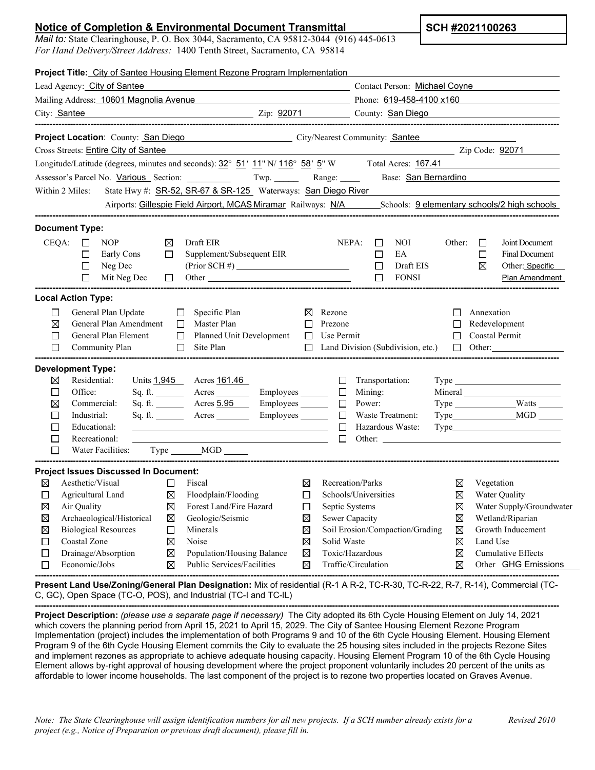## Notice of Completion & Environmental Document Transmittal

**SCH #2021100263**

*Mail to:* State Clearinghouse, P. O. Box 3044, Sacramento, CA 95812-3044 (916) 445-0613
*For Hand Delivery/Street Address:* 1400 Tenth Street, Sacramento, CA 95814

**Project Title:** City of Santee Housing Element Rezone Program Implementation

Lead Agency: City of Santee | Contact Person: Michael Coyne
Mailing Address: 10601 Magnolia Avenue | Phone: 619-458-4100 x160
City: Santee | Zip: 92071 | County: San Diego

---

**Project Location**: County: San Diego | City/Nearest Community: Santee
Cross Streets: Entire City of Santee | Zip Code: 92071
Longitude/Latitude (degrees, minutes and seconds): 32° 51′ 11" N/ 116° 58′ 5" W | Total Acres: 167.41
Assessor's Parcel No. Various | Section: ____ | Twp. ____ | Range: ____ | Base: San Bernardino
Within 2 Miles: State Hwy #: SR-52, SR-67 & SR-125 | Waterways: San Diego River
Airports: Gillespie Field Airport, MCAS Miramar | Railways: N/A | Schools: 9 elementary schools/2 high schools

---

**Document Type:**

CEQA:
- ☐ NOP
- ☐ Early Cons
- ☐ Neg Dec
- ☐ Mit Neg Dec
- ☒ Draft EIR
- ☐ Supplement/Subsequent EIR (Prior SCH #) ____
- ☐ Other ____

NEPA:
- ☐ NOI
- ☐ EA
- ☐ Draft EIS
- ☐ FONSI

Other:
- ☐ Joint Document
- ☐ Final Document
- ☒ Other: Specific Plan Amendment

---

**Local Action Type:**

- ☐ General Plan Update
- ☒ General Plan Amendment
- ☐ General Plan Element
- ☐ Community Plan
- ☐ Specific Plan
- ☐ Master Plan
- ☐ Planned Unit Development
- ☐ Site Plan
- ☒ Rezone
- ☐ Prezone
- ☐ Use Permit
- ☐ Land Division (Subdivision, etc.)
- ☐ Annexation
- ☐ Redevelopment
- ☐ Coastal Permit
- ☐ Other: ____

---

**Development Type:**

- ☒ Residential: Units 1,945 Acres 161.46
- ☐ Office: Sq. ft. ____ Acres ____ Employees ____
- ☒ Commercial: Sq. ft. ____ Acres 5.95 Employees ____
- ☐ Industrial: Sq. ft. ____ Acres ____ Employees ____
- ☐ Educational: ____
- ☐ Recreational: ____
- ☐ Water Facilities: Type ____ MGD ____
- ☐ Transportation: Type ____
- ☐ Mining: Mineral ____
- ☐ Power: Type ____ Watts ____
- ☐ Waste Treatment: Type ____ MGD ____
- ☐ Hazardous Waste: Type ____
- ☐ Other: ____

---

**Project Issues Discussed In Document:**

- ☒ Aesthetic/Visual
- ☐ Agricultural Land
- ☒ Air Quality
- ☒ Archaeological/Historical
- ☒ Biological Resources
- ☐ Coastal Zone
- ☐ Drainage/Absorption
- ☐ Economic/Jobs
- ☐ Fiscal
- ☒ Floodplain/Flooding
- ☒ Forest Land/Fire Hazard
- ☒ Geologic/Seismic
- ☐ Minerals
- ☒ Noise
- ☒ Population/Housing Balance
- ☒ Public Services/Facilities
- ☒ Recreation/Parks
- ☐ Schools/Universities
- ☐ Septic Systems
- ☒ Sewer Capacity
- ☒ Soil Erosion/Compaction/Grading
- ☒ Solid Waste
- ☒ Toxic/Hazardous
- ☒ Traffic/Circulation
- ☒ Vegetation
- ☒ Water Quality
- ☒ Water Supply/Groundwater
- ☒ Wetland/Riparian
- ☒ Growth Inducement
- ☒ Land Use
- ☒ Cumulative Effects
- ☒ Other GHG Emissions

---

**Present Land Use/Zoning/General Plan Designation:** Mix of residential (R-1 A R-2, TC-R-30, TC-R-22, R-7, R-14), Commercial (TC-C, GC), Open Space (TC-O, POS), and Industrial (TC-I and TC-IL)

---

**Project Description:** *(please use a separate page if necessary)* The City adopted its 6th Cycle Housing Element on July 14, 2021 which covers the planning period from April 15, 2021 to April 15, 2029. The City of Santee Housing Element Rezone Program Implementation (project) includes the implementation of both Programs 9 and 10 of the 6th Cycle Housing Element. Housing Element Program 9 of the 6th Cycle Housing Element commits the City to evaluate the 25 housing sites included in the projects Rezone Sites and implement rezones as appropriate to achieve adequate housing capacity. Housing Element Program 10 of the 6th Cycle Housing Element allows by-right approval of housing development where the project proponent voluntarily includes 20 percent of the units as affordable to lower income households. The last component of the project is to rezone two properties located on Graves Avenue.

*Note: The State Clearinghouse will assign identification numbers for all new projects. If a SCH number already exists for a project (e.g., Notice of Preparation or previous draft document), please fill in.* Revised 2010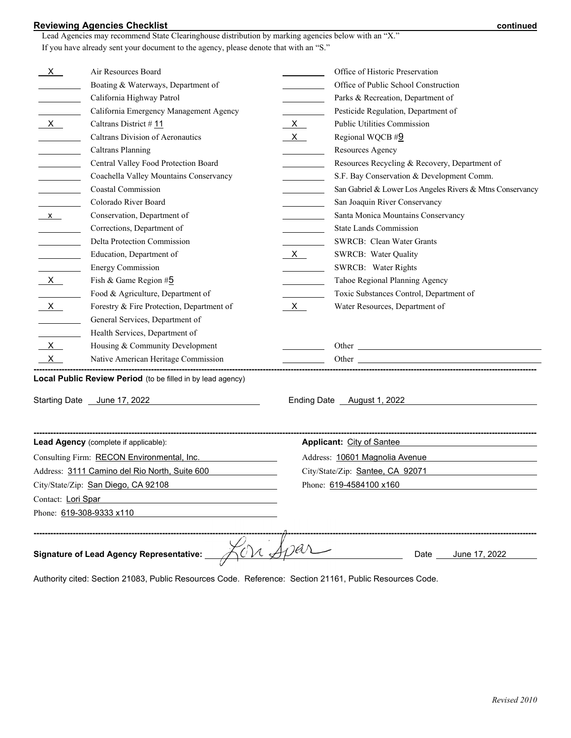**Reviewing Agencies Checklist** **continued**

Lead Agencies may recommend State Clearinghouse distribution by marking agencies below with an "X."
If you have already sent your document to the agency, please denote that with an "S."

| | | | |
|---|---|---|---|
| X | Air Resources Board | | Office of Historic Preservation |
| | Boating & Waterways, Department of | | Office of Public School Construction |
| | California Highway Patrol | | Parks & Recreation, Department of |
| | California Emergency Management Agency | | Pesticide Regulation, Department of |
| X | Caltrans District # 11 | X | Public Utilities Commission |
| | Caltrans Division of Aeronautics | X | Regional WQCB #9 |
| | Caltrans Planning | | Resources Agency |
| | Central Valley Food Protection Board | | Resources Recycling & Recovery, Department of |
| | Coachella Valley Mountains Conservancy | | S.F. Bay Conservation & Development Comm. |
| | Coastal Commission | | San Gabriel & Lower Los Angeles Rivers & Mtns Conservancy |
| | Colorado River Board | | San Joaquin River Conservancy |
| x | Conservation, Department of | | Santa Monica Mountains Conservancy |
| | Corrections, Department of | | State Lands Commission |
| | Delta Protection Commission | | SWRCB: Clean Water Grants |
| | Education, Department of | X | SWRCB: Water Quality |
| | Energy Commission | | SWRCB: Water Rights |
| X | Fish & Game Region #5 | | Tahoe Regional Planning Agency |
| | Food & Agriculture, Department of | | Toxic Substances Control, Department of |
| X | Forestry & Fire Protection, Department of | X | Water Resources, Department of |
| | General Services, Department of | | |
| | Health Services, Department of | | |
| X | Housing & Community Development | | Other |
| X | Native American Heritage Commission | | Other |

---

**Local Public Review Period** (to be filled in by lead agency)

Starting Date June 17, 2022 Ending Date August 1, 2022

---

**Lead Agency** (complete if applicable):

Consulting Firm: RECON Environmental, Inc.
Address: 3111 Camino del Rio North, Suite 600
City/State/Zip: San Diego, CA 92108
Contact: Lori Spar
Phone: 619-308-9333 x110

**Applicant:** City of Santee
Address: 10601 Magnolia Avenue
City/State/Zip: Santee, CA 92071
Phone: 619-4584100 x160

---

**Signature of Lead Agency Representative:** Lori Spar Date June 17, 2022

Authority cited: Section 21083, Public Resources Code. Reference: Section 21161, Public Resources Code.

*Revised 2010*